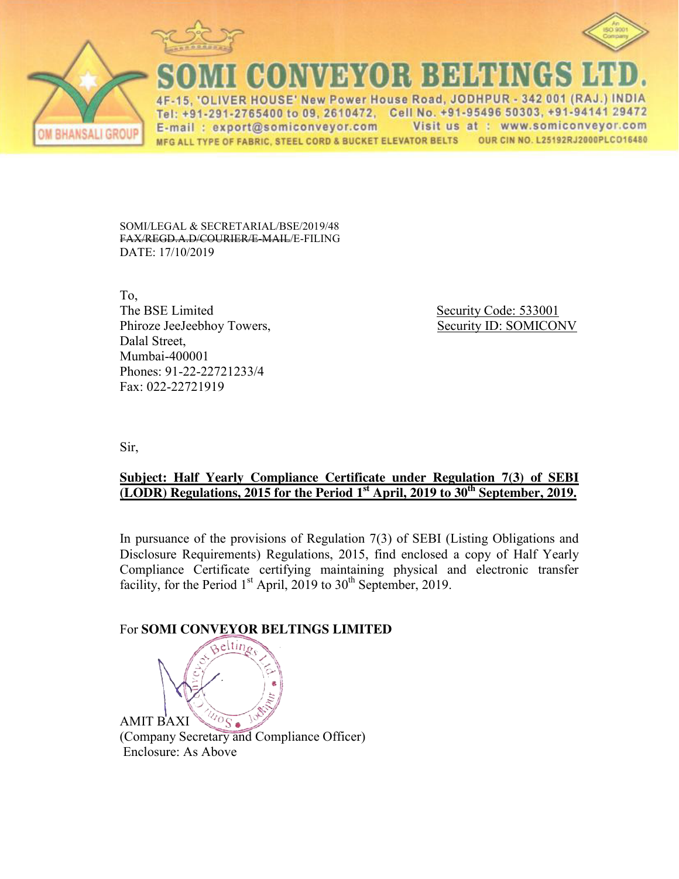# SOMI CONVEYOR BELTINGS LTD.

4F-15, 'OLIVER HOUSE' New Power House Road, JODHPUR - 342 001 (RAJ.) INDIA
Tel: +91-291-2765400 to 09, 2610472, Cell No. +91-95496 50303, +91-94141 29472
E-mail : export@somiconveyor.com Visit us at : www.somiconveyor.com
MFG ALL TYPE OF FABRIC, STEEL CORD & BUCKET ELEVATOR BELTS OUR CIN NO. L25192RJ2000PLC016480

OM BHANSALI GROUP

SOMI/LEGAL & SECRETARIAL/BSE/2019/48
~~FAX/REGD.A.D/COURIER/E-MAIL~~/E-FILING
DATE: 17/10/2019

To,
The BSE Limited
Phiroze JeeJeebhoy Towers,
Dalal Street,
Mumbai-400001
Phones: 91-22-22721233/4
Fax: 022-22721919

Security Code: 533001
Security ID: SOMICONV

Sir,

**Subject: Half Yearly Compliance Certificate under Regulation 7(3) of SEBI (LODR) Regulations, 2015 for the Period 1st April, 2019 to 30th September, 2019.**

In pursuance of the provisions of Regulation 7(3) of SEBI (Listing Obligations and Disclosure Requirements) Regulations, 2015, find enclosed a copy of Half Yearly Compliance Certificate certifying maintaining physical and electronic transfer facility, for the Period 1st April, 2019 to 30th September, 2019.

For **SOMI CONVEYOR BELTINGS LIMITED**

AMIT BAXI
(Company Secretary and Compliance Officer)
Enclosure: As Above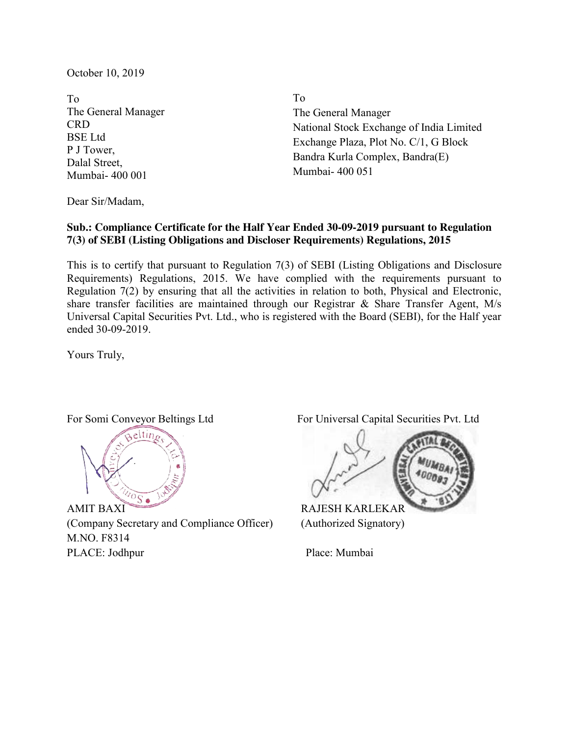October 10, 2019

To
The General Manager
CRD
BSE Ltd
P J Tower,
Dalal Street,
Mumbai- 400 001

To
The General Manager
National Stock Exchange of India Limited
Exchange Plaza, Plot No. C/1, G Block
Bandra Kurla Complex, Bandra(E)
Mumbai- 400 051

Dear Sir/Madam,

**Sub.: Compliance Certificate for the Half Year Ended 30-09-2019 pursuant to Regulation 7(3) of SEBI (Listing Obligations and Discloser Requirements) Regulations, 2015**

This is to certify that pursuant to Regulation 7(3) of SEBI (Listing Obligations and Disclosure Requirements) Regulations, 2015. We have complied with the requirements pursuant to Regulation 7(2) by ensuring that all the activities in relation to both, Physical and Electronic, share transfer facilities are maintained through our Registrar & Share Transfer Agent, M/s Universal Capital Securities Pvt. Ltd., who is registered with the Board (SEBI), for the Half year ended 30-09-2019.

Yours Truly,

For Somi Conveyor Beltings Ltd

AMIT BAXI
(Company Secretary and Compliance Officer)
M.NO. F8314
PLACE: Jodhpur

For Universal Capital Securities Pvt. Ltd

RAJESH KARLEKAR
(Authorized Signatory)

Place: Mumbai